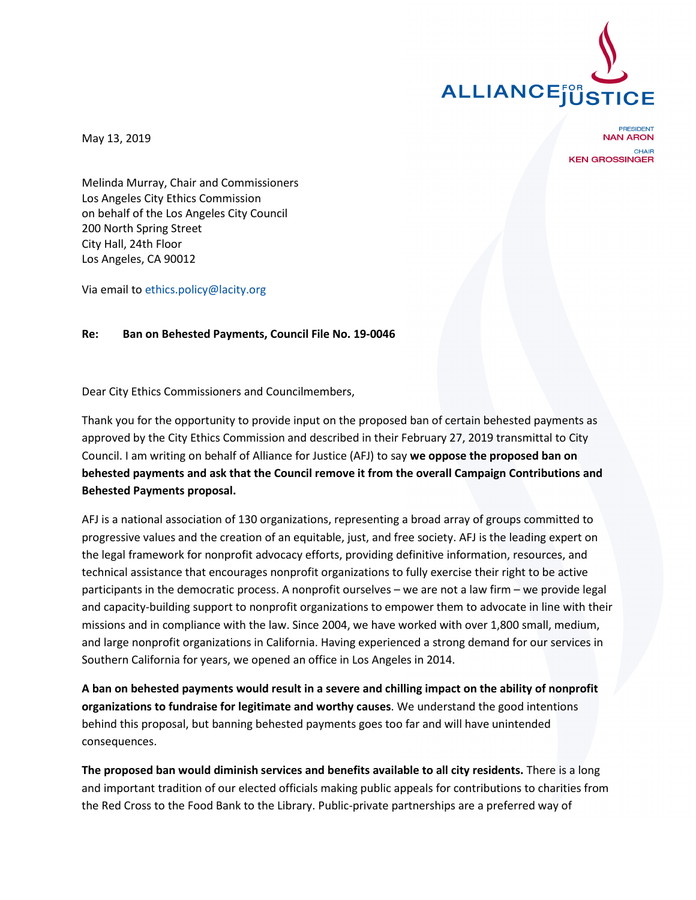ALLIANCE FOR JUSTICE

PRESIDENT
NAN ARON

CHAIR
KEN GROSSINGER

May 13, 2019

Melinda Murray, Chair and Commissioners
Los Angeles City Ethics Commission
on behalf of the Los Angeles City Council
200 North Spring Street
City Hall, 24th Floor
Los Angeles, CA 90012

Via email to ethics.policy@lacity.org

**Re: Ban on Behested Payments, Council File No. 19-0046**

Dear City Ethics Commissioners and Councilmembers,

Thank you for the opportunity to provide input on the proposed ban of certain behested payments as approved by the City Ethics Commission and described in their February 27, 2019 transmittal to City Council. I am writing on behalf of Alliance for Justice (AFJ) to say **we oppose the proposed ban on behested payments and ask that the Council remove it from the overall Campaign Contributions and Behested Payments proposal.**

AFJ is a national association of 130 organizations, representing a broad array of groups committed to progressive values and the creation of an equitable, just, and free society. AFJ is the leading expert on the legal framework for nonprofit advocacy efforts, providing definitive information, resources, and technical assistance that encourages nonprofit organizations to fully exercise their right to be active participants in the democratic process. A nonprofit ourselves – we are not a law firm – we provide legal and capacity-building support to nonprofit organizations to empower them to advocate in line with their missions and in compliance with the law. Since 2004, we have worked with over 1,800 small, medium, and large nonprofit organizations in California. Having experienced a strong demand for our services in Southern California for years, we opened an office in Los Angeles in 2014.

**A ban on behested payments would result in a severe and chilling impact on the ability of nonprofit organizations to fundraise for legitimate and worthy causes**. We understand the good intentions behind this proposal, but banning behested payments goes too far and will have unintended consequences.

**The proposed ban would diminish services and benefits available to all city residents.** There is a long and important tradition of our elected officials making public appeals for contributions to charities from the Red Cross to the Food Bank to the Library. Public-private partnerships are a preferred way of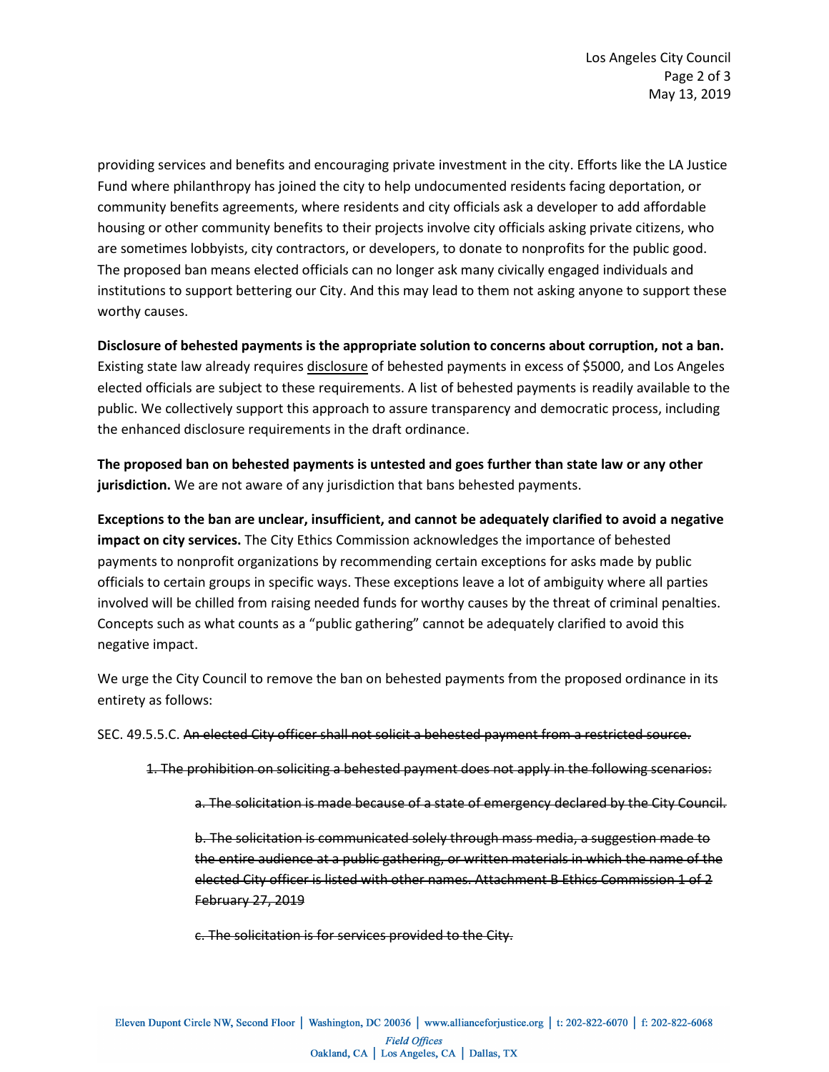providing services and benefits and encouraging private investment in the city. Efforts like the LA Justice Fund where philanthropy has joined the city to help undocumented residents facing deportation, or community benefits agreements, where residents and city officials ask a developer to add affordable housing or other community benefits to their projects involve city officials asking private citizens, who are sometimes lobbyists, city contractors, or developers, to donate to nonprofits for the public good. The proposed ban means elected officials can no longer ask many civically engaged individuals and institutions to support bettering our City. And this may lead to them not asking anyone to support these worthy causes.

**Disclosure of behested payments is the appropriate solution to concerns about corruption, not a ban.** Existing state law already requires disclosure of behested payments in excess of $5000, and Los Angeles elected officials are subject to these requirements. A list of behested payments is readily available to the public. We collectively support this approach to assure transparency and democratic process, including the enhanced disclosure requirements in the draft ordinance.

**The proposed ban on behested payments is untested and goes further than state law or any other jurisdiction.** We are not aware of any jurisdiction that bans behested payments.

**Exceptions to the ban are unclear, insufficient, and cannot be adequately clarified to avoid a negative impact on city services.** The City Ethics Commission acknowledges the importance of behested payments to nonprofit organizations by recommending certain exceptions for asks made by public officials to certain groups in specific ways. These exceptions leave a lot of ambiguity where all parties involved will be chilled from raising needed funds for worthy causes by the threat of criminal penalties. Concepts such as what counts as a "public gathering" cannot be adequately clarified to avoid this negative impact.

We urge the City Council to remove the ban on behested payments from the proposed ordinance in its entirety as follows:

SEC. 49.5.5.C. ~~An elected City officer shall not solicit a behested payment from a restricted source.~~

> ~~1. The prohibition on soliciting a behested payment does not apply in the following scenarios:~~
>
> > ~~a. The solicitation is made because of a state of emergency declared by the City Council.~~
> >
> > ~~b. The solicitation is communicated solely through mass media, a suggestion made to the entire audience at a public gathering, or written materials in which the name of the elected City officer is listed with other names. Attachment B Ethics Commission 1 of 2 February 27, 2019~~
> >
> > ~~c. The solicitation is for services provided to the City.~~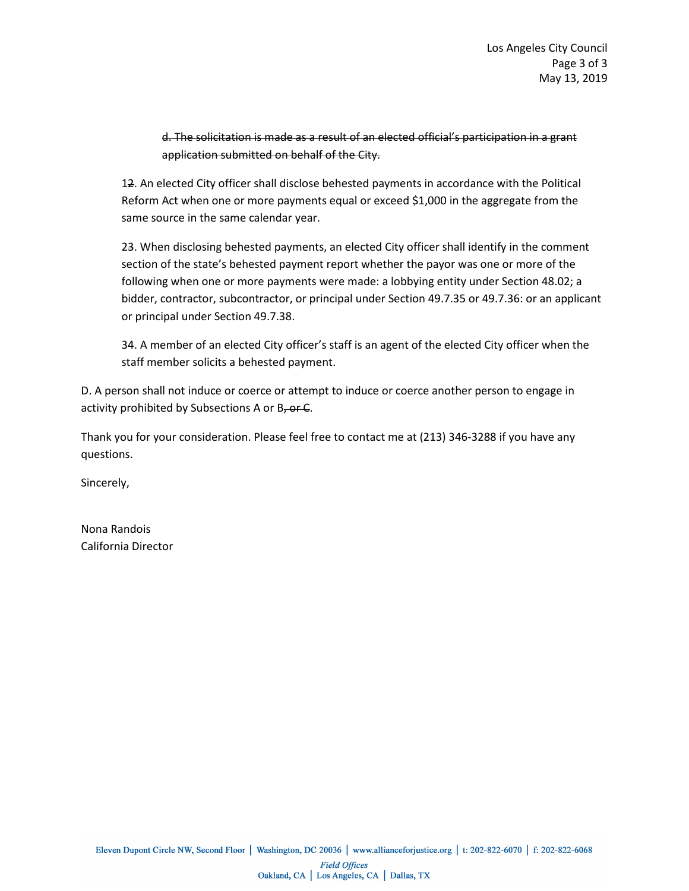~~d. The solicitation is made as a result of an elected official's participation in a grant application submitted on behalf of the City.~~

1~~2~~. An elected City officer shall disclose behested payments in accordance with the Political Reform Act when one or more payments equal or exceed $1,000 in the aggregate from the same source in the same calendar year.

2~~3~~. When disclosing behested payments, an elected City officer shall identify in the comment section of the state's behested payment report whether the payor was one or more of the following when one or more payments were made: a lobbying entity under Section 48.02; a bidder, contractor, subcontractor, or principal under Section 49.7.35 or 49.7.36: or an applicant or principal under Section 49.7.38.

3~~4~~. A member of an elected City officer's staff is an agent of the elected City officer when the staff member solicits a behested payment.

D. A person shall not induce or coerce or attempt to induce or coerce another person to engage in activity prohibited by Subsections A or B~~, or C~~.

Thank you for your consideration. Please feel free to contact me at (213) 346-3288 if you have any questions.

Sincerely,

Nona Randois
California Director

Eleven Dupont Circle NW, Second Floor | Washington, DC 20036 | www.allianceforjustice.org | t: 202-822-6070 | f: 202-822-6068

*Field Offices*
Oakland, CA | Los Angeles, CA | Dallas, TX